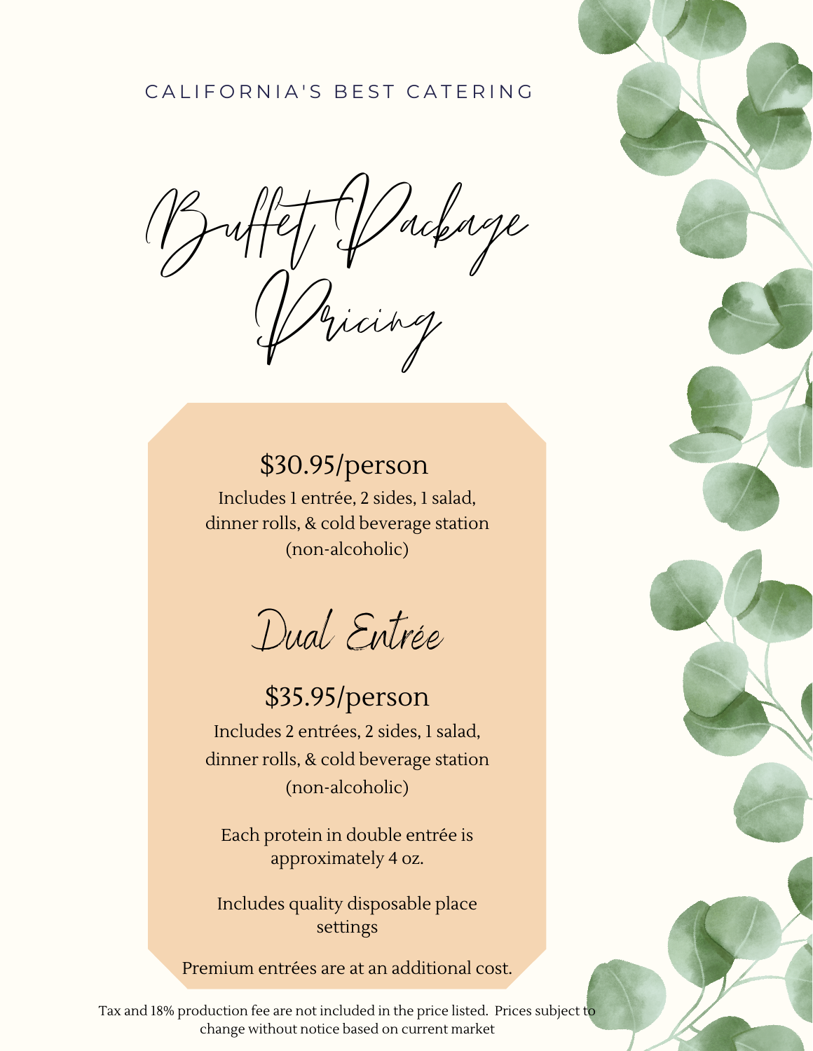CALIFORNIA'S BEST CATERING

# Buffet Package Pricing

## $30.95/person

Includes 1 entrée, 2 sides, 1 salad, dinner rolls, & cold beverage station (non-alcoholic)

## Dual Entrée

## $35.95/person

Includes 2 entrées, 2 sides, 1 salad, dinner rolls, & cold beverage station (non-alcoholic)

Each protein in double entrée is approximately 4 oz.

Includes quality disposable place settings

Premium entrées are at an additional cost.

Tax and 18% production fee are not included in the price listed. Prices subject to change without notice based on current market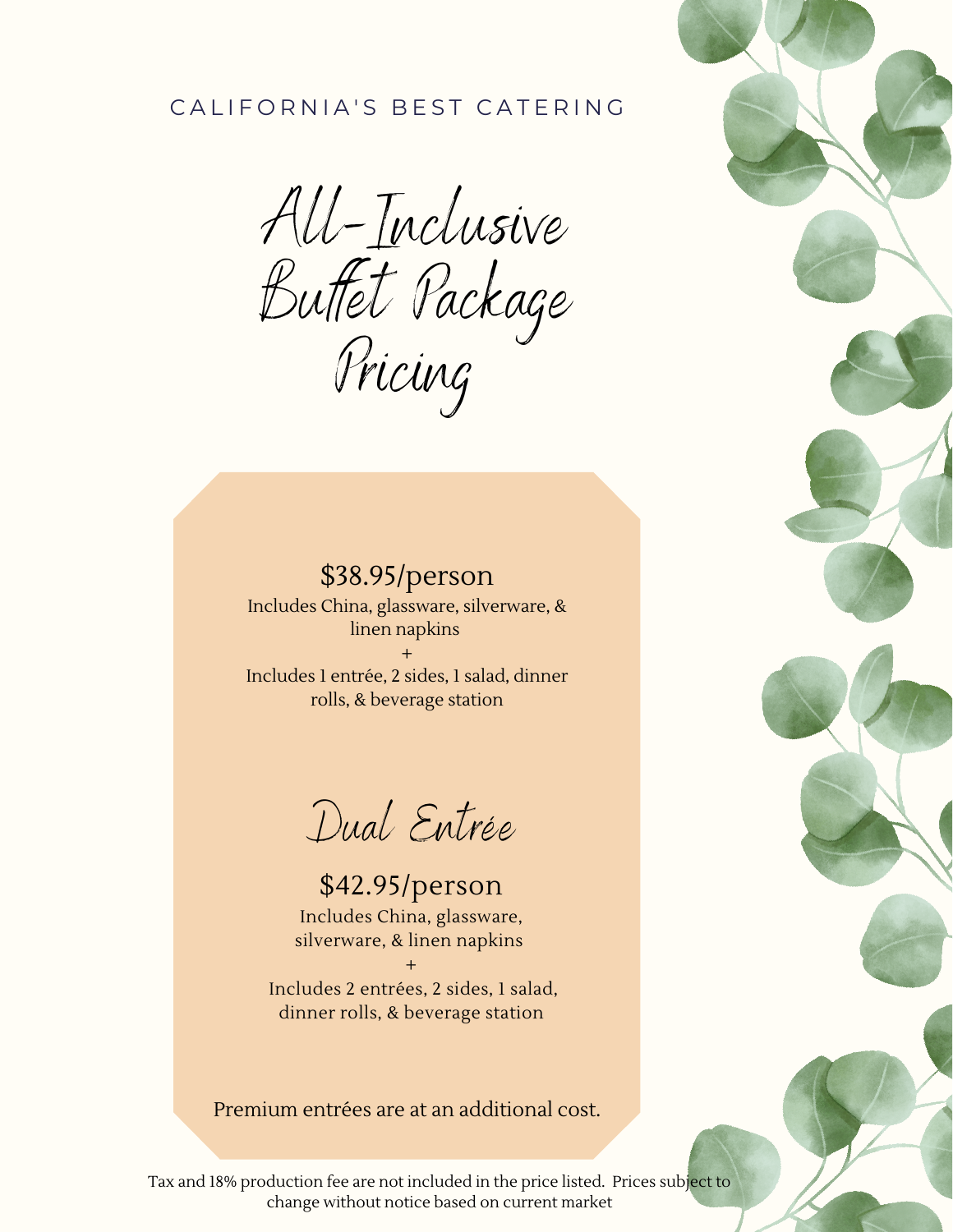CALIFORNIA'S BEST CATERING

# All-Inclusive Buffet Package Pricing

$38.95/person

Includes China, glassware, silverware, & linen napkins

+

Includes 1 entrée, 2 sides, 1 salad, dinner rolls, & beverage station

## Dual Entrée

$42.95/person

Includes China, glassware, silverware, & linen napkins

+

Includes 2 entrées, 2 sides, 1 salad, dinner rolls, & beverage station

Premium entrées are at an additional cost.

Tax and 18% production fee are not included in the price listed. Prices subject to change without notice based on current market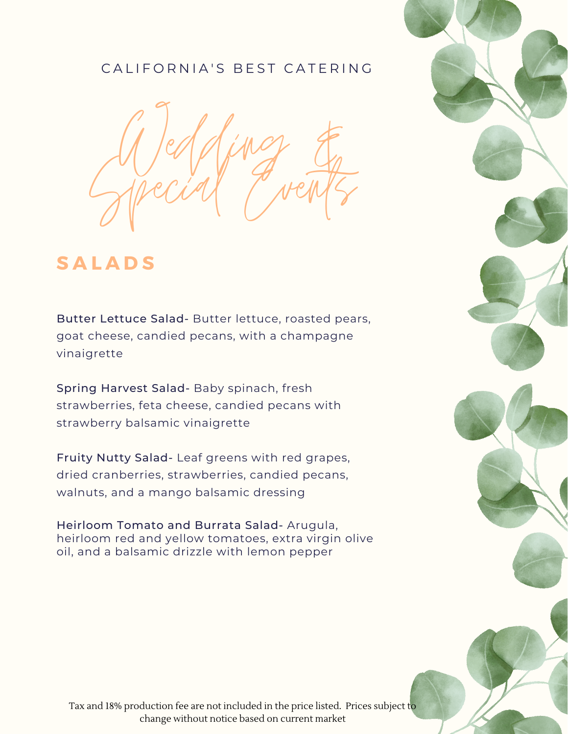CALIFORNIA'S BEST CATERING

# Wedding & Special Events

## SALADS

**Butter Lettuce Salad-** Butter lettuce, roasted pears, goat cheese, candied pecans, with a champagne vinaigrette

**Spring Harvest Salad-** Baby spinach, fresh strawberries, feta cheese, candied pecans with strawberry balsamic vinaigrette

**Fruity Nutty Salad-** Leaf greens with red grapes, dried cranberries, strawberries, candied pecans, walnuts, and a mango balsamic dressing

**Heirloom Tomato and Burrata Salad-** Arugula, heirloom red and yellow tomatoes, extra virgin olive oil, and a balsamic drizzle with lemon pepper

Tax and 18% production fee are not included in the price listed. Prices subject to change without notice based on current market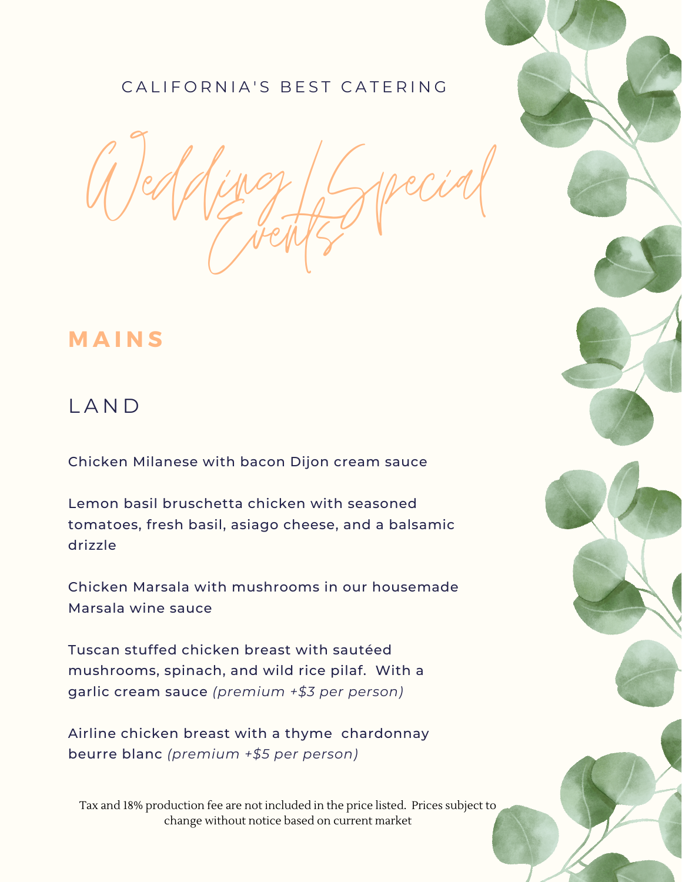CALIFORNIA'S BEST CATERING

# Wedding / Special Events

## MAINS

### LAND

Chicken Milanese with bacon Dijon cream sauce

Lemon basil bruschetta chicken with seasoned tomatoes, fresh basil, asiago cheese, and a balsamic drizzle

Chicken Marsala with mushrooms in our housemade Marsala wine sauce

Tuscan stuffed chicken breast with sautéed mushrooms, spinach, and wild rice pilaf. With a garlic cream sauce *(premium +$3 per person)*

Airline chicken breast with a thyme chardonnay beurre blanc *(premium +$5 per person)*

Tax and 18% production fee are not included in the price listed. Prices subject to change without notice based on current market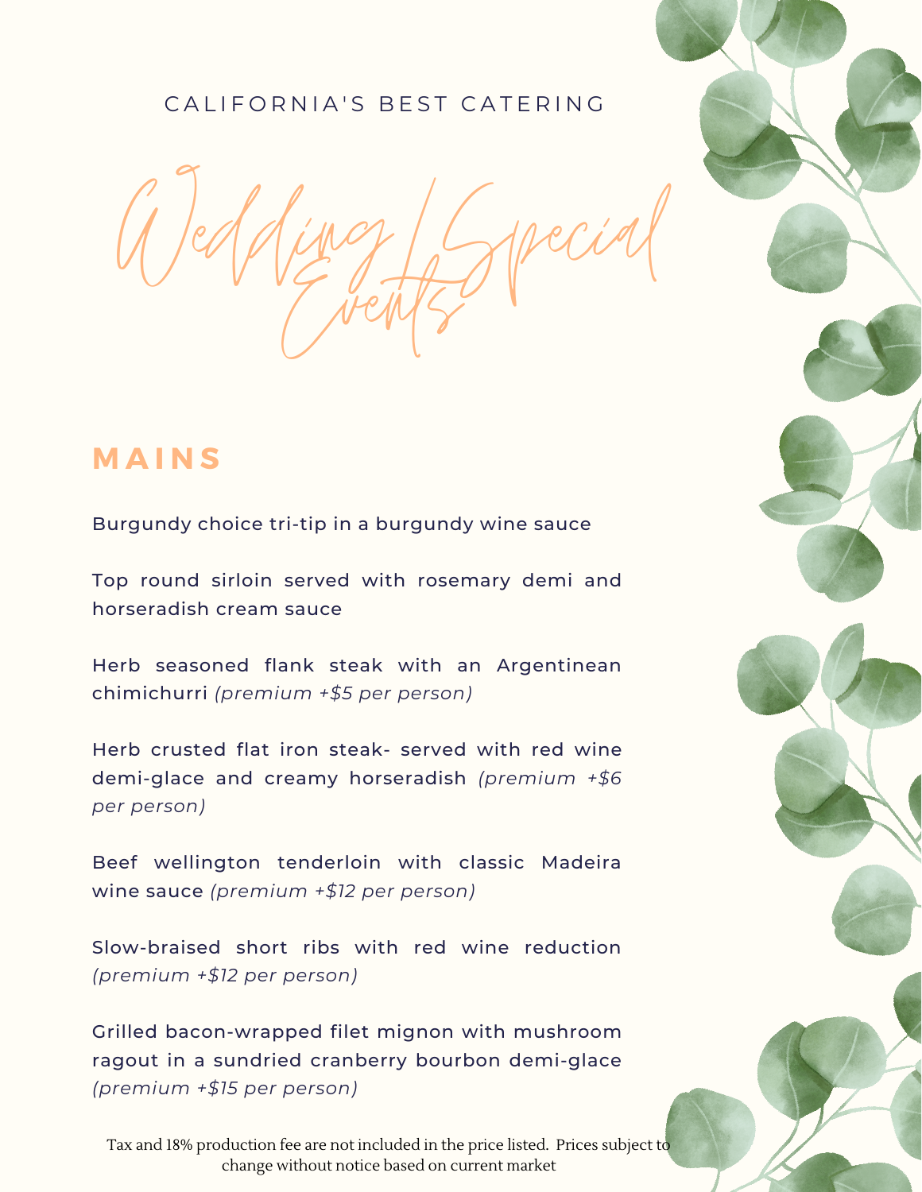CALIFORNIA'S BEST CATERING

# Wedding / Special Events

## MAINS

Burgundy choice tri-tip in a burgundy wine sauce

Top round sirloin served with rosemary demi and horseradish cream sauce

Herb seasoned flank steak with an Argentinean chimichurri *(premium +$5 per person)*

Herb crusted flat iron steak- served with red wine demi-glace and creamy horseradish *(premium +$6 per person)*

Beef wellington tenderloin with classic Madeira wine sauce *(premium +$12 per person)*

Slow-braised short ribs with red wine reduction *(premium +$12 per person)*

Grilled bacon-wrapped filet mignon with mushroom ragout in a sundried cranberry bourbon demi-glace *(premium +$15 per person)*

Tax and 18% production fee are not included in the price listed. Prices subject to change without notice based on current market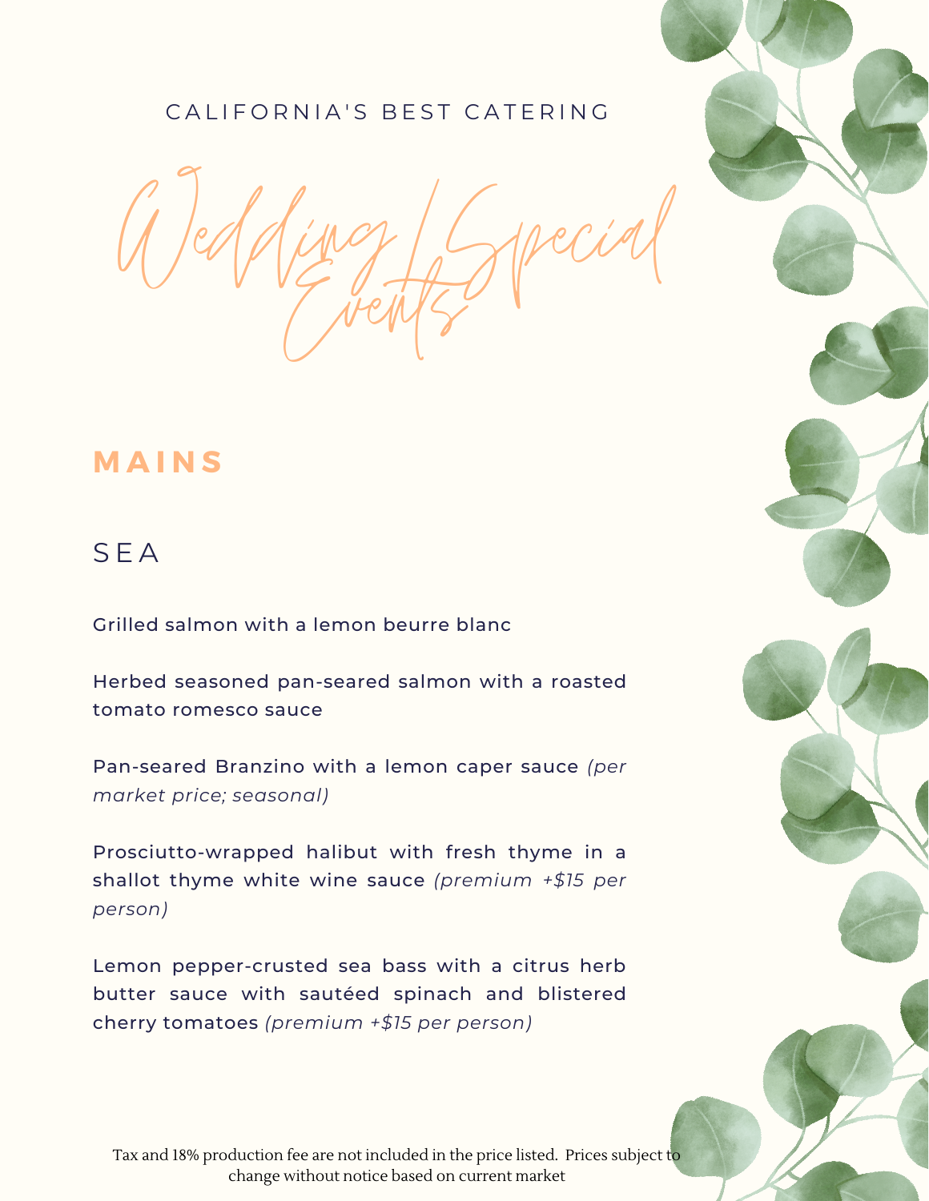CALIFORNIA'S BEST CATERING

# Wedding / Special Events

## MAINS

### SEA

Grilled salmon with a lemon beurre blanc

Herbed seasoned pan-seared salmon with a roasted tomato romesco sauce

Pan-seared Branzino with a lemon caper sauce *(per market price; seasonal)*

Prosciutto-wrapped halibut with fresh thyme in a shallot thyme white wine sauce *(premium +$15 per person)*

Lemon pepper-crusted sea bass with a citrus herb butter sauce with sautéed spinach and blistered cherry tomatoes *(premium +$15 per person)*

Tax and 18% production fee are not included in the price listed. Prices subject to change without notice based on current market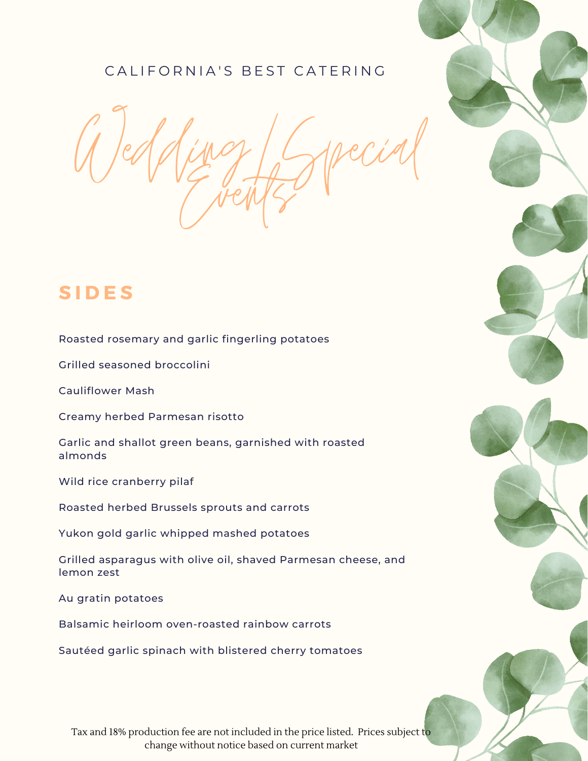CALIFORNIA'S BEST CATERING

# Wedding / Special Events

## SIDES

Roasted rosemary and garlic fingerling potatoes

Grilled seasoned broccolini

Cauliflower Mash

Creamy herbed Parmesan risotto

Garlic and shallot green beans, garnished with roasted almonds

Wild rice cranberry pilaf

Roasted herbed Brussels sprouts and carrots

Yukon gold garlic whipped mashed potatoes

Grilled asparagus with olive oil, shaved Parmesan cheese, and lemon zest

Au gratin potatoes

Balsamic heirloom oven-roasted rainbow carrots

Sautéed garlic spinach with blistered cherry tomatoes

Tax and 18% production fee are not included in the price listed. Prices subject to change without notice based on current market